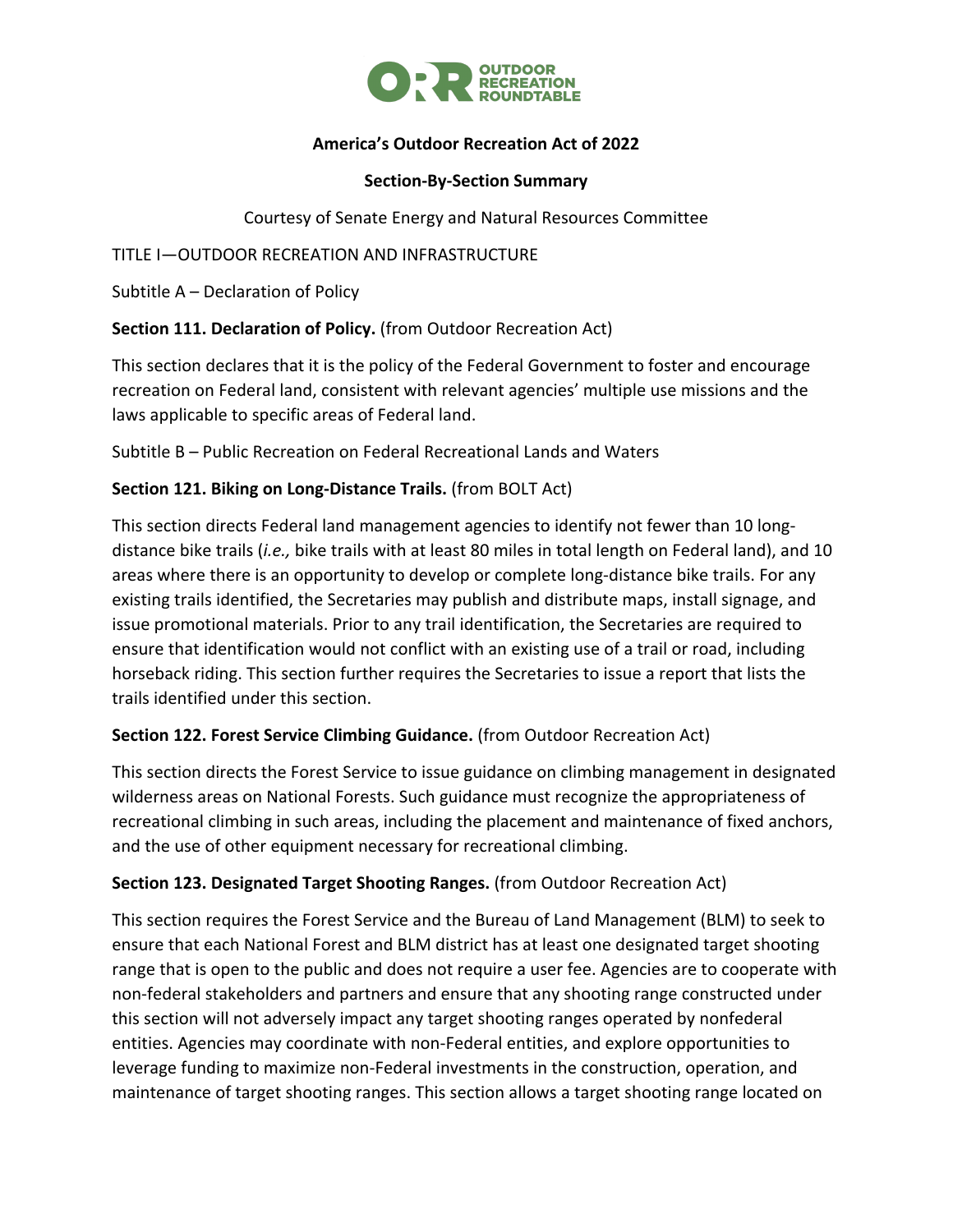**America's Outdoor Recreation Act of 2022**

**Section-By-Section Summary**

Courtesy of Senate Energy and Natural Resources Committee

TITLE I—OUTDOOR RECREATION AND INFRASTRUCTURE

Subtitle A – Declaration of Policy

**Section 111. Declaration of Policy.** (from Outdoor Recreation Act)

This section declares that it is the policy of the Federal Government to foster and encourage recreation on Federal land, consistent with relevant agencies' multiple use missions and the laws applicable to specific areas of Federal land.

Subtitle B – Public Recreation on Federal Recreational Lands and Waters

**Section 121. Biking on Long-Distance Trails.** (from BOLT Act)

This section directs Federal land management agencies to identify not fewer than 10 long-distance bike trails (*i.e.,* bike trails with at least 80 miles in total length on Federal land), and 10 areas where there is an opportunity to develop or complete long-distance bike trails. For any existing trails identified, the Secretaries may publish and distribute maps, install signage, and issue promotional materials. Prior to any trail identification, the Secretaries are required to ensure that identification would not conflict with an existing use of a trail or road, including horseback riding. This section further requires the Secretaries to issue a report that lists the trails identified under this section.

**Section 122. Forest Service Climbing Guidance.** (from Outdoor Recreation Act)

This section directs the Forest Service to issue guidance on climbing management in designated wilderness areas on National Forests. Such guidance must recognize the appropriateness of recreational climbing in such areas, including the placement and maintenance of fixed anchors, and the use of other equipment necessary for recreational climbing.

**Section 123. Designated Target Shooting Ranges.** (from Outdoor Recreation Act)

This section requires the Forest Service and the Bureau of Land Management (BLM) to seek to ensure that each National Forest and BLM district has at least one designated target shooting range that is open to the public and does not require a user fee. Agencies are to cooperate with non-federal stakeholders and partners and ensure that any shooting range constructed under this section will not adversely impact any target shooting ranges operated by nonfederal entities. Agencies may coordinate with non-Federal entities, and explore opportunities to leverage funding to maximize non-Federal investments in the construction, operation, and maintenance of target shooting ranges. This section allows a target shooting range located on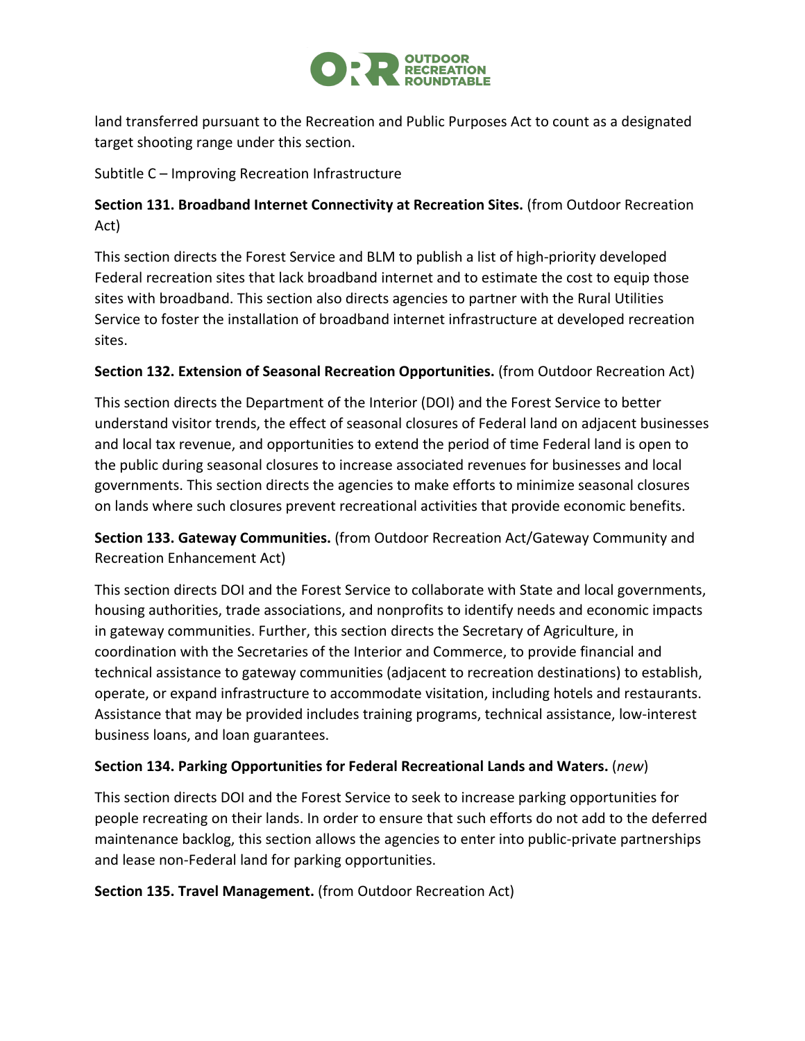land transferred pursuant to the Recreation and Public Purposes Act to count as a designated target shooting range under this section.

Subtitle C – Improving Recreation Infrastructure

**Section 131. Broadband Internet Connectivity at Recreation Sites.** (from Outdoor Recreation Act)

This section directs the Forest Service and BLM to publish a list of high-priority developed Federal recreation sites that lack broadband internet and to estimate the cost to equip those sites with broadband. This section also directs agencies to partner with the Rural Utilities Service to foster the installation of broadband internet infrastructure at developed recreation sites.

**Section 132. Extension of Seasonal Recreation Opportunities.** (from Outdoor Recreation Act)

This section directs the Department of the Interior (DOI) and the Forest Service to better understand visitor trends, the effect of seasonal closures of Federal land on adjacent businesses and local tax revenue, and opportunities to extend the period of time Federal land is open to the public during seasonal closures to increase associated revenues for businesses and local governments. This section directs the agencies to make efforts to minimize seasonal closures on lands where such closures prevent recreational activities that provide economic benefits.

**Section 133. Gateway Communities.** (from Outdoor Recreation Act/Gateway Community and Recreation Enhancement Act)

This section directs DOI and the Forest Service to collaborate with State and local governments, housing authorities, trade associations, and nonprofits to identify needs and economic impacts in gateway communities. Further, this section directs the Secretary of Agriculture, in coordination with the Secretaries of the Interior and Commerce, to provide financial and technical assistance to gateway communities (adjacent to recreation destinations) to establish, operate, or expand infrastructure to accommodate visitation, including hotels and restaurants. Assistance that may be provided includes training programs, technical assistance, low-interest business loans, and loan guarantees.

**Section 134. Parking Opportunities for Federal Recreational Lands and Waters.** (*new*)

This section directs DOI and the Forest Service to seek to increase parking opportunities for people recreating on their lands. In order to ensure that such efforts do not add to the deferred maintenance backlog, this section allows the agencies to enter into public-private partnerships and lease non-Federal land for parking opportunities.

**Section 135. Travel Management.** (from Outdoor Recreation Act)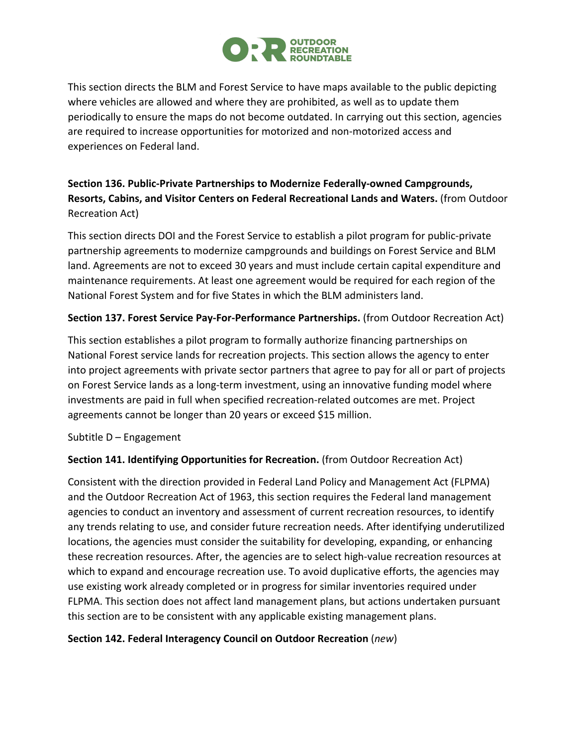This section directs the BLM and Forest Service to have maps available to the public depicting where vehicles are allowed and where they are prohibited, as well as to update them periodically to ensure the maps do not become outdated. In carrying out this section, agencies are required to increase opportunities for motorized and non-motorized access and experiences on Federal land.

**Section 136. Public-Private Partnerships to Modernize Federally-owned Campgrounds, Resorts, Cabins, and Visitor Centers on Federal Recreational Lands and Waters.** (from Outdoor Recreation Act)

This section directs DOI and the Forest Service to establish a pilot program for public-private partnership agreements to modernize campgrounds and buildings on Forest Service and BLM land. Agreements are not to exceed 30 years and must include certain capital expenditure and maintenance requirements. At least one agreement would be required for each region of the National Forest System and for five States in which the BLM administers land.

**Section 137. Forest Service Pay-For-Performance Partnerships.** (from Outdoor Recreation Act)

This section establishes a pilot program to formally authorize financing partnerships on National Forest service lands for recreation projects. This section allows the agency to enter into project agreements with private sector partners that agree to pay for all or part of projects on Forest Service lands as a long-term investment, using an innovative funding model where investments are paid in full when specified recreation-related outcomes are met. Project agreements cannot be longer than 20 years or exceed $15 million.

Subtitle D – Engagement

**Section 141. Identifying Opportunities for Recreation.** (from Outdoor Recreation Act)

Consistent with the direction provided in Federal Land Policy and Management Act (FLPMA) and the Outdoor Recreation Act of 1963, this section requires the Federal land management agencies to conduct an inventory and assessment of current recreation resources, to identify any trends relating to use, and consider future recreation needs. After identifying underutilized locations, the agencies must consider the suitability for developing, expanding, or enhancing these recreation resources. After, the agencies are to select high-value recreation resources at which to expand and encourage recreation use. To avoid duplicative efforts, the agencies may use existing work already completed or in progress for similar inventories required under FLPMA. This section does not affect land management plans, but actions undertaken pursuant this section are to be consistent with any applicable existing management plans.

**Section 142. Federal Interagency Council on Outdoor Recreation** (*new*)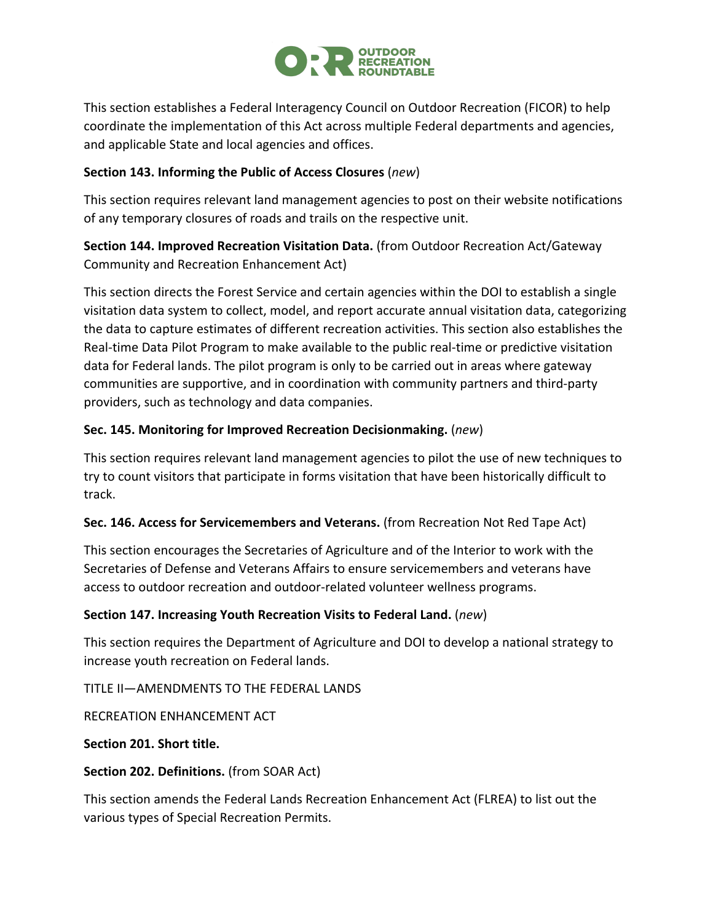This section establishes a Federal Interagency Council on Outdoor Recreation (FICOR) to help coordinate the implementation of this Act across multiple Federal departments and agencies, and applicable State and local agencies and offices.

**Section 143. Informing the Public of Access Closures** (*new*)

This section requires relevant land management agencies to post on their website notifications of any temporary closures of roads and trails on the respective unit.

**Section 144. Improved Recreation Visitation Data.** (from Outdoor Recreation Act/Gateway Community and Recreation Enhancement Act)

This section directs the Forest Service and certain agencies within the DOI to establish a single visitation data system to collect, model, and report accurate annual visitation data, categorizing the data to capture estimates of different recreation activities. This section also establishes the Real-time Data Pilot Program to make available to the public real-time or predictive visitation data for Federal lands. The pilot program is only to be carried out in areas where gateway communities are supportive, and in coordination with community partners and third-party providers, such as technology and data companies.

**Sec. 145. Monitoring for Improved Recreation Decisionmaking.** (*new*)

This section requires relevant land management agencies to pilot the use of new techniques to try to count visitors that participate in forms visitation that have been historically difficult to track.

**Sec. 146. Access for Servicemembers and Veterans.** (from Recreation Not Red Tape Act)

This section encourages the Secretaries of Agriculture and of the Interior to work with the Secretaries of Defense and Veterans Affairs to ensure servicemembers and veterans have access to outdoor recreation and outdoor-related volunteer wellness programs.

**Section 147. Increasing Youth Recreation Visits to Federal Land.** (*new*)

This section requires the Department of Agriculture and DOI to develop a national strategy to increase youth recreation on Federal lands.

TITLE II—AMENDMENTS TO THE FEDERAL LANDS

RECREATION ENHANCEMENT ACT

**Section 201. Short title.**

**Section 202. Definitions.** (from SOAR Act)

This section amends the Federal Lands Recreation Enhancement Act (FLREA) to list out the various types of Special Recreation Permits.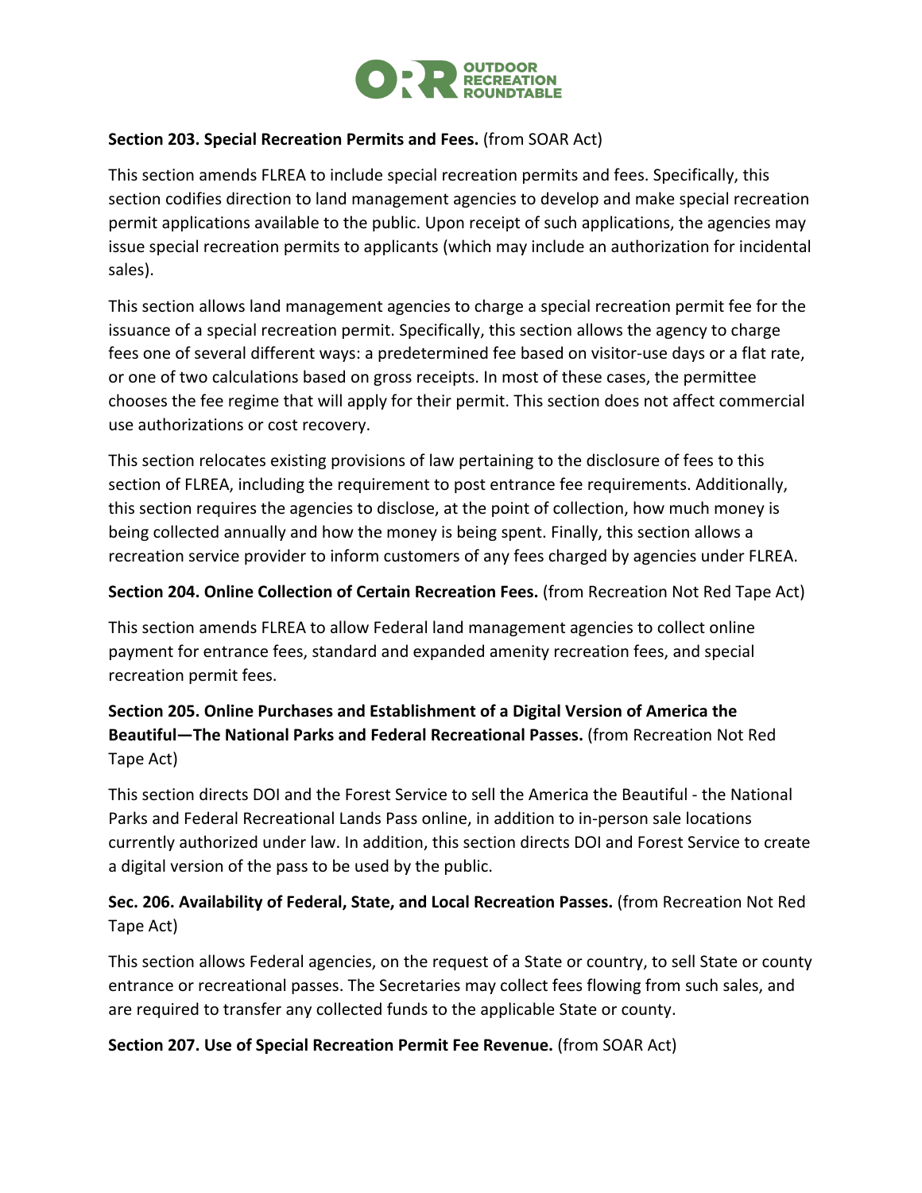**Section 203. Special Recreation Permits and Fees.** (from SOAR Act)

This section amends FLREA to include special recreation permits and fees. Specifically, this section codifies direction to land management agencies to develop and make special recreation permit applications available to the public. Upon receipt of such applications, the agencies may issue special recreation permits to applicants (which may include an authorization for incidental sales).

This section allows land management agencies to charge a special recreation permit fee for the issuance of a special recreation permit. Specifically, this section allows the agency to charge fees one of several different ways: a predetermined fee based on visitor-use days or a flat rate, or one of two calculations based on gross receipts. In most of these cases, the permittee chooses the fee regime that will apply for their permit. This section does not affect commercial use authorizations or cost recovery.

This section relocates existing provisions of law pertaining to the disclosure of fees to this section of FLREA, including the requirement to post entrance fee requirements. Additionally, this section requires the agencies to disclose, at the point of collection, how much money is being collected annually and how the money is being spent. Finally, this section allows a recreation service provider to inform customers of any fees charged by agencies under FLREA.

**Section 204. Online Collection of Certain Recreation Fees.** (from Recreation Not Red Tape Act)

This section amends FLREA to allow Federal land management agencies to collect online payment for entrance fees, standard and expanded amenity recreation fees, and special recreation permit fees.

**Section 205. Online Purchases and Establishment of a Digital Version of America the Beautiful—The National Parks and Federal Recreational Passes.** (from Recreation Not Red Tape Act)

This section directs DOI and the Forest Service to sell the America the Beautiful - the National Parks and Federal Recreational Lands Pass online, in addition to in-person sale locations currently authorized under law. In addition, this section directs DOI and Forest Service to create a digital version of the pass to be used by the public.

**Sec. 206. Availability of Federal, State, and Local Recreation Passes.** (from Recreation Not Red Tape Act)

This section allows Federal agencies, on the request of a State or country, to sell State or county entrance or recreational passes. The Secretaries may collect fees flowing from such sales, and are required to transfer any collected funds to the applicable State or county.

**Section 207. Use of Special Recreation Permit Fee Revenue.** (from SOAR Act)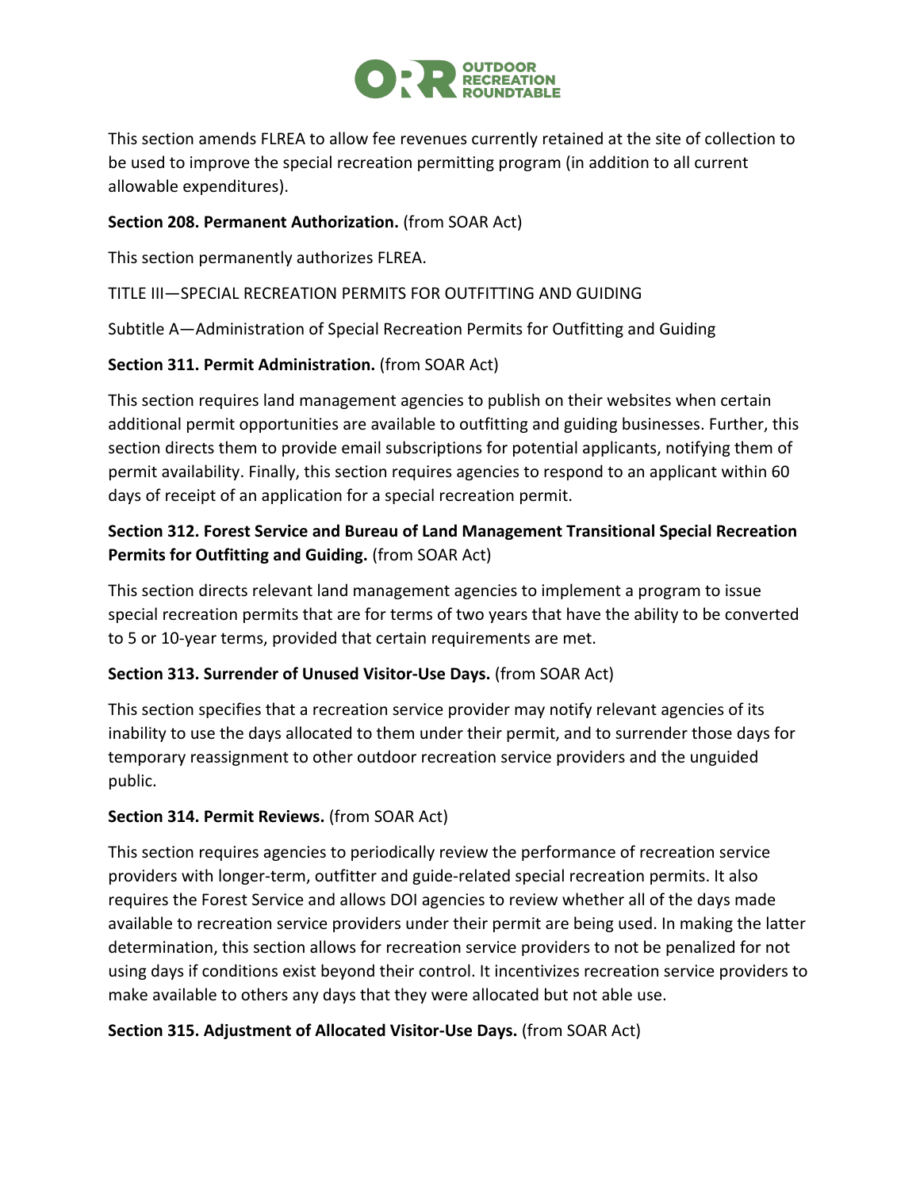This section amends FLREA to allow fee revenues currently retained at the site of collection to be used to improve the special recreation permitting program (in addition to all current allowable expenditures).

**Section 208. Permanent Authorization.** (from SOAR Act)

This section permanently authorizes FLREA.

TITLE III—SPECIAL RECREATION PERMITS FOR OUTFITTING AND GUIDING

Subtitle A—Administration of Special Recreation Permits for Outfitting and Guiding

**Section 311. Permit Administration.** (from SOAR Act)

This section requires land management agencies to publish on their websites when certain additional permit opportunities are available to outfitting and guiding businesses. Further, this section directs them to provide email subscriptions for potential applicants, notifying them of permit availability. Finally, this section requires agencies to respond to an applicant within 60 days of receipt of an application for a special recreation permit.

**Section 312. Forest Service and Bureau of Land Management Transitional Special Recreation Permits for Outfitting and Guiding.** (from SOAR Act)

This section directs relevant land management agencies to implement a program to issue special recreation permits that are for terms of two years that have the ability to be converted to 5 or 10-year terms, provided that certain requirements are met.

**Section 313. Surrender of Unused Visitor-Use Days.** (from SOAR Act)

This section specifies that a recreation service provider may notify relevant agencies of its inability to use the days allocated to them under their permit, and to surrender those days for temporary reassignment to other outdoor recreation service providers and the unguided public.

**Section 314. Permit Reviews.** (from SOAR Act)

This section requires agencies to periodically review the performance of recreation service providers with longer-term, outfitter and guide-related special recreation permits. It also requires the Forest Service and allows DOI agencies to review whether all of the days made available to recreation service providers under their permit are being used. In making the latter determination, this section allows for recreation service providers to not be penalized for not using days if conditions exist beyond their control. It incentivizes recreation service providers to make available to others any days that they were allocated but not able use.

**Section 315. Adjustment of Allocated Visitor-Use Days.** (from SOAR Act)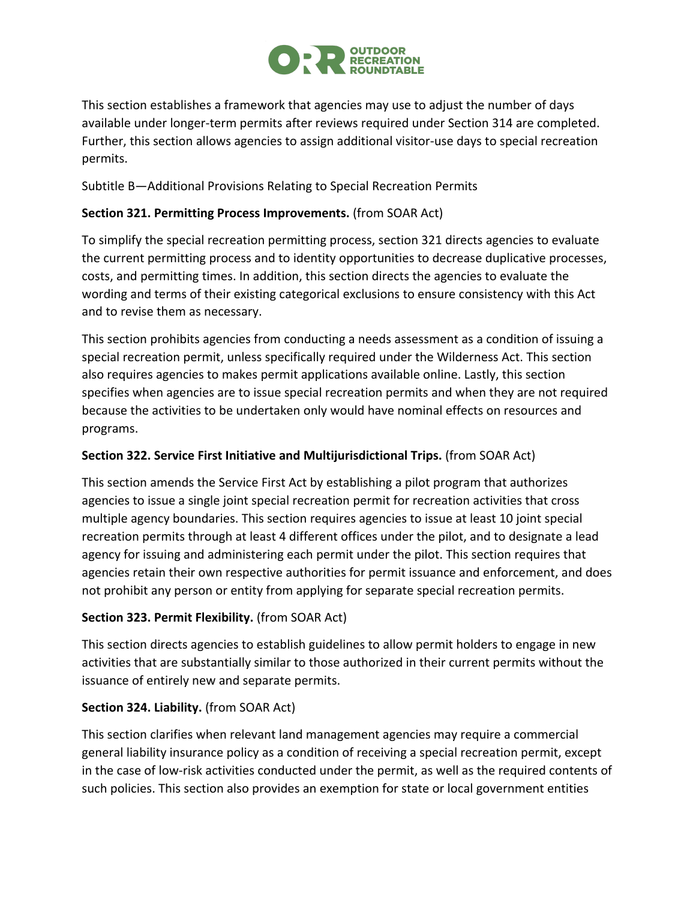This section establishes a framework that agencies may use to adjust the number of days available under longer-term permits after reviews required under Section 314 are completed. Further, this section allows agencies to assign additional visitor-use days to special recreation permits.

Subtitle B—Additional Provisions Relating to Special Recreation Permits

**Section 321. Permitting Process Improvements.** (from SOAR Act)

To simplify the special recreation permitting process, section 321 directs agencies to evaluate the current permitting process and to identity opportunities to decrease duplicative processes, costs, and permitting times. In addition, this section directs the agencies to evaluate the wording and terms of their existing categorical exclusions to ensure consistency with this Act and to revise them as necessary.

This section prohibits agencies from conducting a needs assessment as a condition of issuing a special recreation permit, unless specifically required under the Wilderness Act. This section also requires agencies to makes permit applications available online. Lastly, this section specifies when agencies are to issue special recreation permits and when they are not required because the activities to be undertaken only would have nominal effects on resources and programs.

**Section 322. Service First Initiative and Multijurisdictional Trips.** (from SOAR Act)

This section amends the Service First Act by establishing a pilot program that authorizes agencies to issue a single joint special recreation permit for recreation activities that cross multiple agency boundaries. This section requires agencies to issue at least 10 joint special recreation permits through at least 4 different offices under the pilot, and to designate a lead agency for issuing and administering each permit under the pilot. This section requires that agencies retain their own respective authorities for permit issuance and enforcement, and does not prohibit any person or entity from applying for separate special recreation permits.

**Section 323. Permit Flexibility.** (from SOAR Act)

This section directs agencies to establish guidelines to allow permit holders to engage in new activities that are substantially similar to those authorized in their current permits without the issuance of entirely new and separate permits.

**Section 324. Liability.** (from SOAR Act)

This section clarifies when relevant land management agencies may require a commercial general liability insurance policy as a condition of receiving a special recreation permit, except in the case of low-risk activities conducted under the permit, as well as the required contents of such policies. This section also provides an exemption for state or local government entities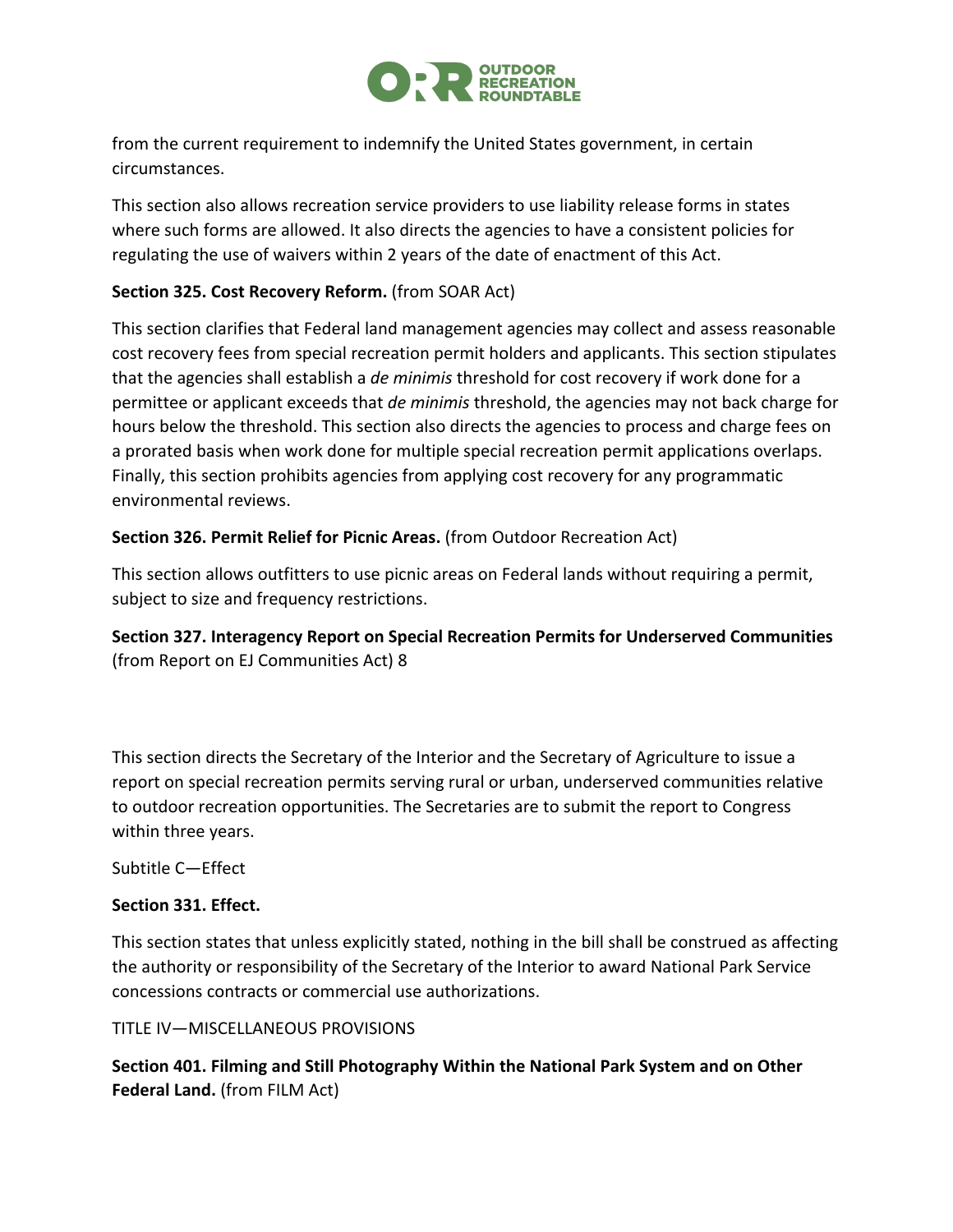from the current requirement to indemnify the United States government, in certain circumstances.

This section also allows recreation service providers to use liability release forms in states where such forms are allowed. It also directs the agencies to have a consistent policies for regulating the use of waivers within 2 years of the date of enactment of this Act.

**Section 325. Cost Recovery Reform.** (from SOAR Act)

This section clarifies that Federal land management agencies may collect and assess reasonable cost recovery fees from special recreation permit holders and applicants. This section stipulates that the agencies shall establish a *de minimis* threshold for cost recovery if work done for a permittee or applicant exceeds that *de minimis* threshold, the agencies may not back charge for hours below the threshold. This section also directs the agencies to process and charge fees on a prorated basis when work done for multiple special recreation permit applications overlaps. Finally, this section prohibits agencies from applying cost recovery for any programmatic environmental reviews.

**Section 326. Permit Relief for Picnic Areas.** (from Outdoor Recreation Act)

This section allows outfitters to use picnic areas on Federal lands without requiring a permit, subject to size and frequency restrictions.

**Section 327. Interagency Report on Special Recreation Permits for Underserved Communities** (from Report on EJ Communities Act) 8

This section directs the Secretary of the Interior and the Secretary of Agriculture to issue a report on special recreation permits serving rural or urban, underserved communities relative to outdoor recreation opportunities. The Secretaries are to submit the report to Congress within three years.

Subtitle C—Effect

**Section 331. Effect.**

This section states that unless explicitly stated, nothing in the bill shall be construed as affecting the authority or responsibility of the Secretary of the Interior to award National Park Service concessions contracts or commercial use authorizations.

TITLE IV—MISCELLANEOUS PROVISIONS

**Section 401. Filming and Still Photography Within the National Park System and on Other Federal Land.** (from FILM Act)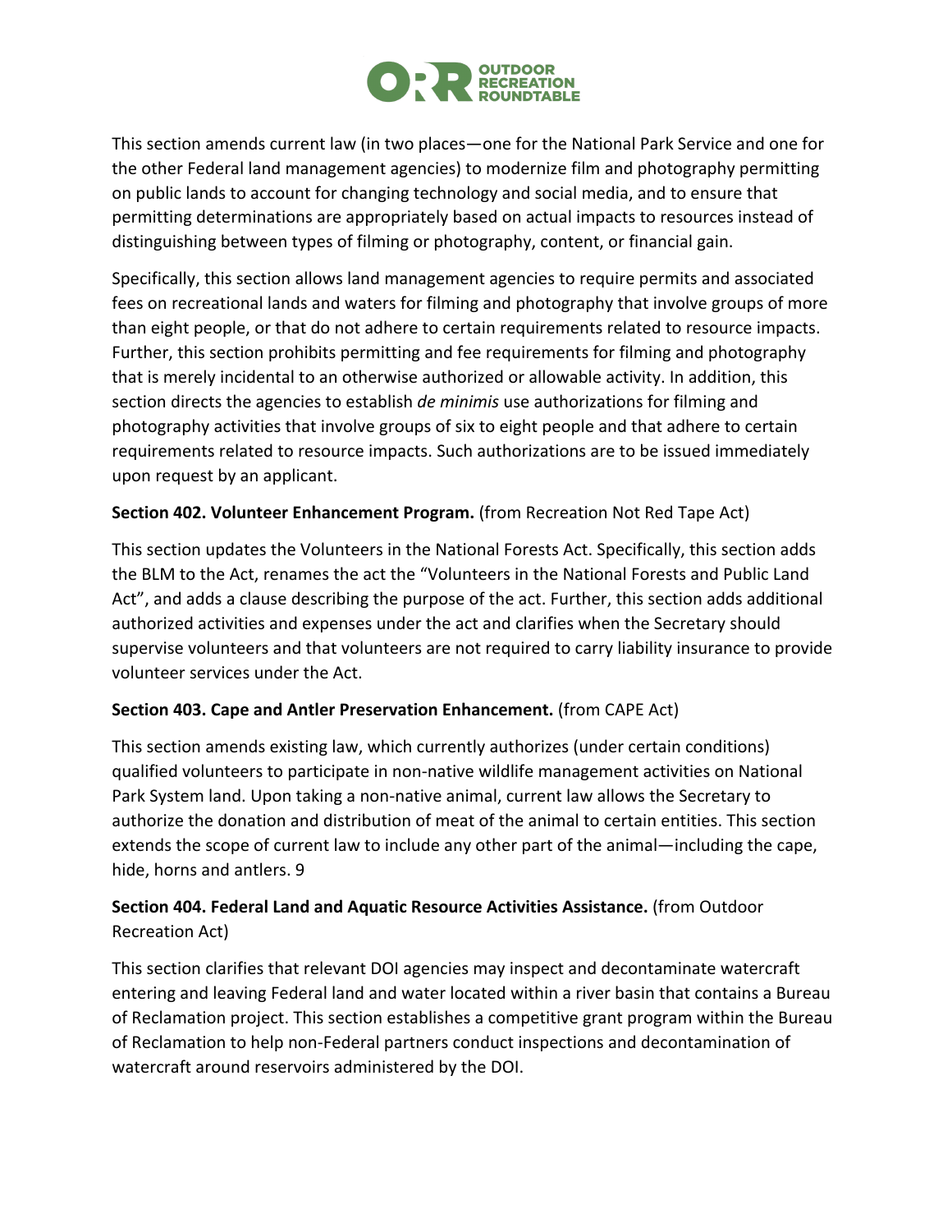This section amends current law (in two places—one for the National Park Service and one for the other Federal land management agencies) to modernize film and photography permitting on public lands to account for changing technology and social media, and to ensure that permitting determinations are appropriately based on actual impacts to resources instead of distinguishing between types of filming or photography, content, or financial gain.

Specifically, this section allows land management agencies to require permits and associated fees on recreational lands and waters for filming and photography that involve groups of more than eight people, or that do not adhere to certain requirements related to resource impacts. Further, this section prohibits permitting and fee requirements for filming and photography that is merely incidental to an otherwise authorized or allowable activity. In addition, this section directs the agencies to establish *de minimis* use authorizations for filming and photography activities that involve groups of six to eight people and that adhere to certain requirements related to resource impacts. Such authorizations are to be issued immediately upon request by an applicant.

**Section 402. Volunteer Enhancement Program.** (from Recreation Not Red Tape Act)

This section updates the Volunteers in the National Forests Act. Specifically, this section adds the BLM to the Act, renames the act the "Volunteers in the National Forests and Public Land Act", and adds a clause describing the purpose of the act. Further, this section adds additional authorized activities and expenses under the act and clarifies when the Secretary should supervise volunteers and that volunteers are not required to carry liability insurance to provide volunteer services under the Act.

**Section 403. Cape and Antler Preservation Enhancement.** (from CAPE Act)

This section amends existing law, which currently authorizes (under certain conditions) qualified volunteers to participate in non-native wildlife management activities on National Park System land. Upon taking a non-native animal, current law allows the Secretary to authorize the donation and distribution of meat of the animal to certain entities. This section extends the scope of current law to include any other part of the animal—including the cape, hide, horns and antlers.

**Section 404. Federal Land and Aquatic Resource Activities Assistance.** (from Outdoor Recreation Act)

This section clarifies that relevant DOI agencies may inspect and decontaminate watercraft entering and leaving Federal land and water located within a river basin that contains a Bureau of Reclamation project. This section establishes a competitive grant program within the Bureau of Reclamation to help non-Federal partners conduct inspections and decontamination of watercraft around reservoirs administered by the DOI.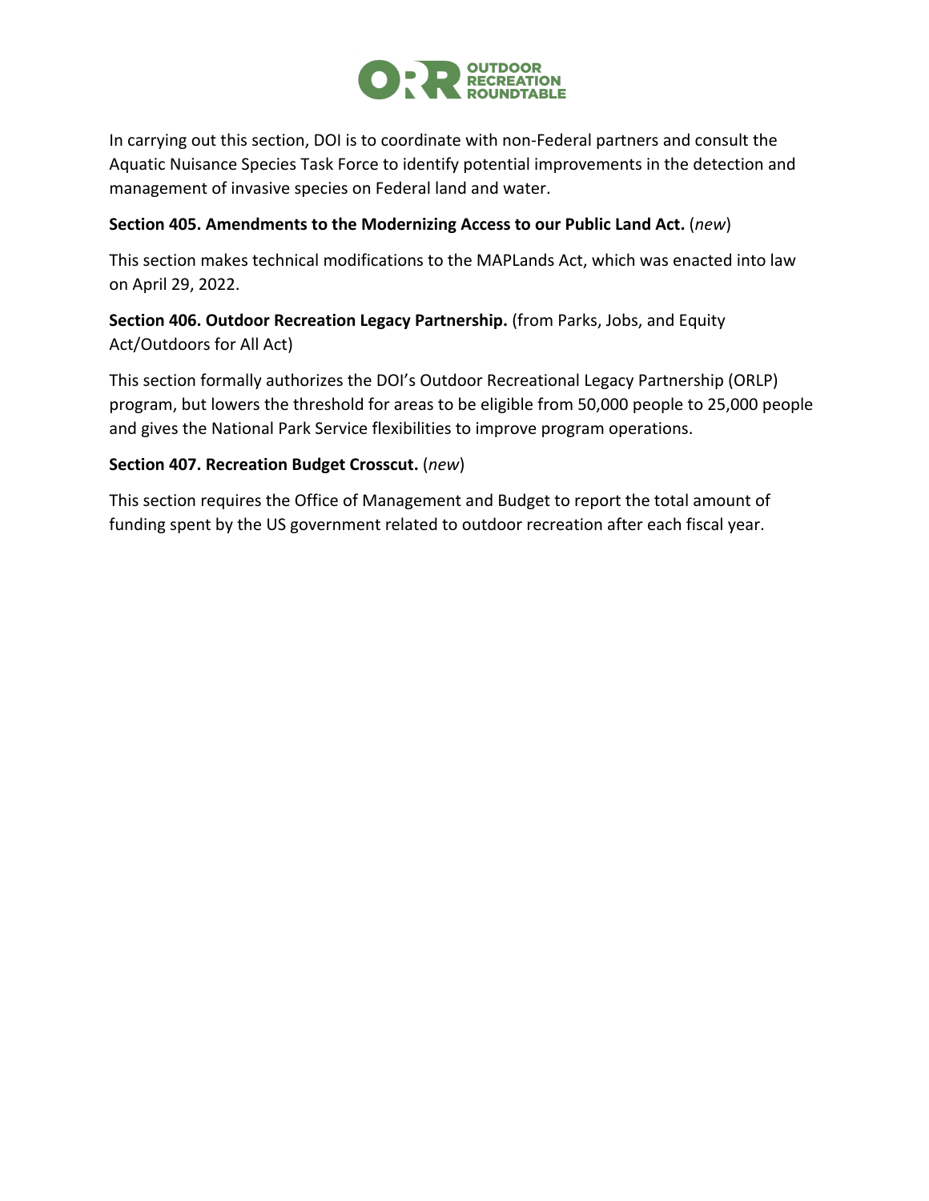In carrying out this section, DOI is to coordinate with non-Federal partners and consult the Aquatic Nuisance Species Task Force to identify potential improvements in the detection and management of invasive species on Federal land and water.

**Section 405. Amendments to the Modernizing Access to our Public Land Act.** (*new*)

This section makes technical modifications to the MAPLands Act, which was enacted into law on April 29, 2022.

**Section 406. Outdoor Recreation Legacy Partnership.** (from Parks, Jobs, and Equity Act/Outdoors for All Act)

This section formally authorizes the DOI's Outdoor Recreational Legacy Partnership (ORLP) program, but lowers the threshold for areas to be eligible from 50,000 people to 25,000 people and gives the National Park Service flexibilities to improve program operations.

**Section 407. Recreation Budget Crosscut.** (*new*)

This section requires the Office of Management and Budget to report the total amount of funding spent by the US government related to outdoor recreation after each fiscal year.